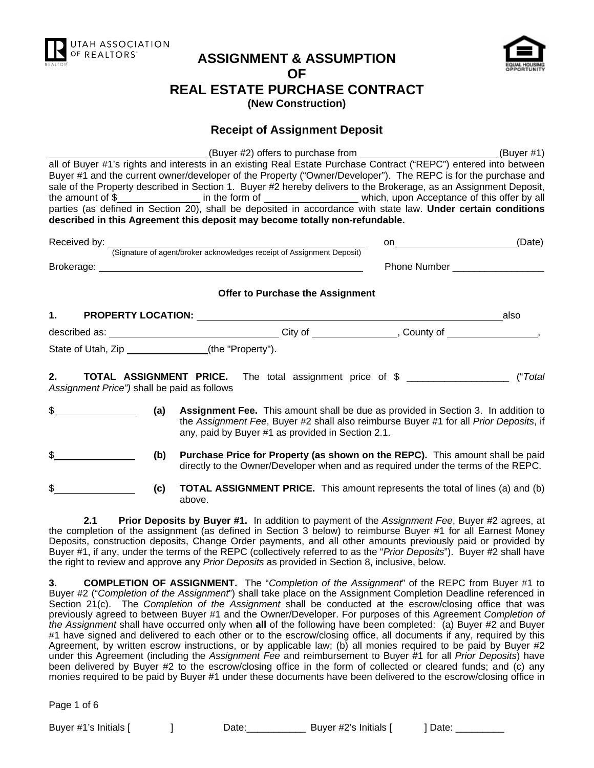UTAH ASSOCIATION OF REALTORS®

# ASSIGNMENT & ASSUMPTION OF REAL ESTATE PURCHASE CONTRACT

**(New Construction)**

## Receipt of Assignment Deposit

______________________________ (Buyer #2) offers to purchase from __________________________(Buyer #1) all of Buyer #1's rights and interests in an existing Real Estate Purchase Contract ("REPC") entered into between Buyer #1 and the current owner/developer of the Property ("Owner/Developer"). The REPC is for the purchase and sale of the Property described in Section 1. Buyer #2 hereby delivers to the Brokerage, as an Assignment Deposit, the amount of $_______________ in the form of _________________ which, upon Acceptance of this offer by all parties (as defined in Section 20), shall be deposited in accordance with state law. **Under certain conditions described in this Agreement this deposit may become totally non-refundable.**

Received by: ______________________________________________ on______________________(Date)
(Signature of agent/broker acknowledges receipt of Assignment Deposit)

Brokerage: ______________________________________________ Phone Number _________________

### Offer to Purchase the Assignment

**1. PROPERTY LOCATION:** __________________________________________________________also described as: _______________________________ City of _______________, County of ________________, State of Utah, Zip _______________(the "Property").

**2. TOTAL ASSIGNMENT PRICE.** The total assignment price of $ __________________ ("*Total Assignment Price")* shall be paid as follows

$_______________ **(a) Assignment Fee.** This amount shall be due as provided in Section 3. In addition to the *Assignment Fee*, Buyer #2 shall also reimburse Buyer #1 for all *Prior Deposits*, if any, paid by Buyer #1 as provided in Section 2.1.

$_______________ **(b) Purchase Price for Property (as shown on the REPC).** This amount shall be paid directly to the Owner/Developer when and as required under the terms of the REPC.

$_______________ **(c) TOTAL ASSIGNMENT PRICE.** This amount represents the total of lines (a) and (b) above.

**2.1 Prior Deposits by Buyer #1.** In addition to payment of the *Assignment Fee*, Buyer #2 agrees, at the completion of the assignment (as defined in Section 3 below) to reimburse Buyer #1 for all Earnest Money Deposits, construction deposits, Change Order payments, and all other amounts previously paid or provided by Buyer #1, if any, under the terms of the REPC (collectively referred to as the "*Prior Deposits*"). Buyer #2 shall have the right to review and approve any *Prior Deposits* as provided in Section 8, inclusive, below.

**3. COMPLETION OF ASSIGNMENT.** The "*Completion of the Assignment*" of the REPC from Buyer #1 to Buyer #2 ("*Completion of the Assignment*") shall take place on the Assignment Completion Deadline referenced in Section 21(c). The *Completion of the Assignment* shall be conducted at the escrow/closing office that was previously agreed to between Buyer #1 and the Owner/Developer. For purposes of this Agreement *Completion of the Assignment* shall have occurred only when **all** of the following have been completed: (a) Buyer #2 and Buyer #1 have signed and delivered to each other or to the escrow/closing office, all documents if any, required by this Agreement, by written escrow instructions, or by applicable law; (b) all monies required to be paid by Buyer #2 under this Agreement (including the *Assignment Fee* and reimbursement to Buyer #1 for all *Prior Deposits*) have been delivered by Buyer #2 to the escrow/closing office in the form of collected or cleared funds; and (c) any monies required to be paid by Buyer #1 under these documents have been delivered to the escrow/closing office in

Buyer #1's Initials [ ] Date:___________ Buyer #2's Initials [ ] Date: _________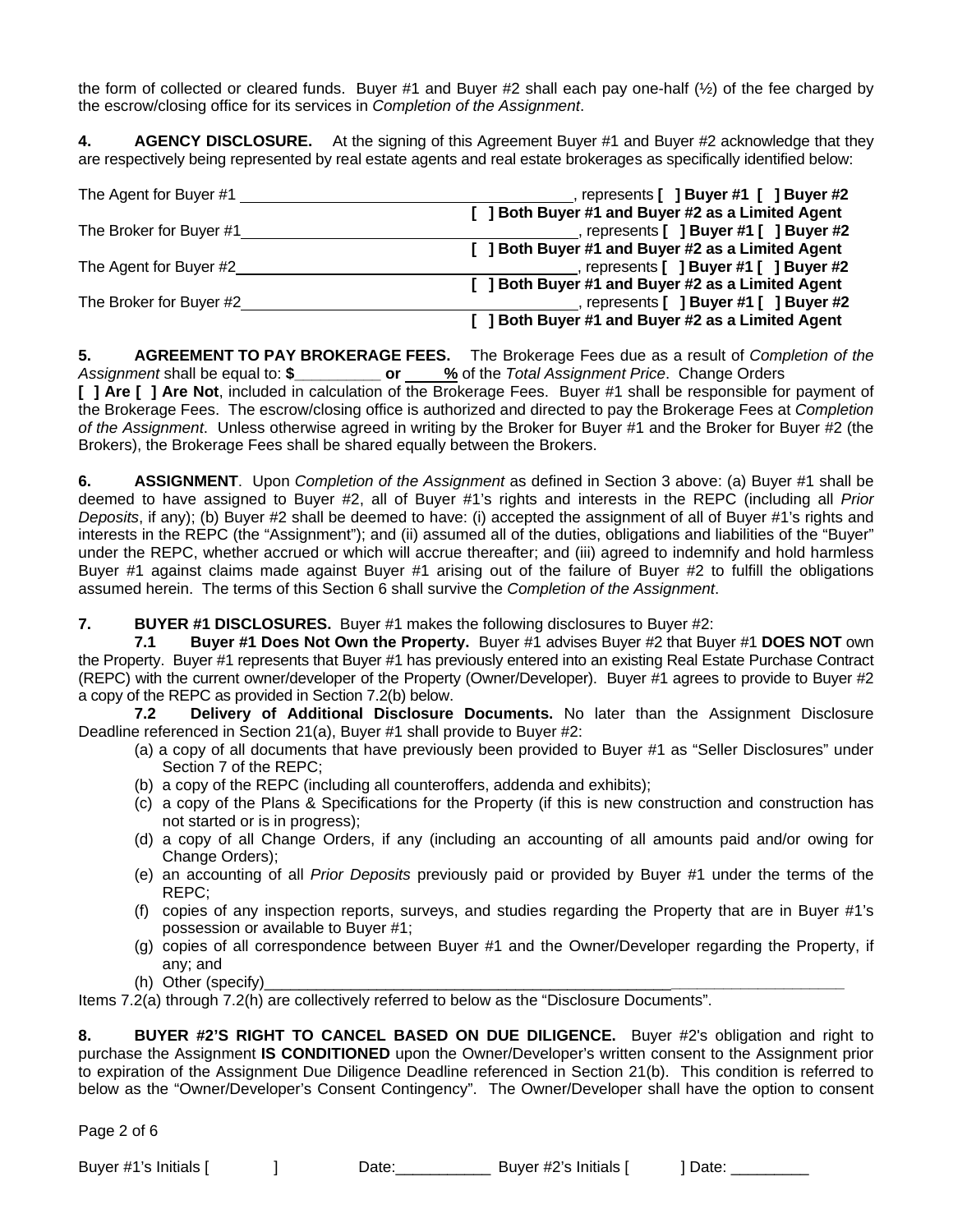the form of collected or cleared funds. Buyer #1 and Buyer #2 shall each pay one-half (½) of the fee charged by the escrow/closing office for its services in *Completion of the Assignment*.

**4. AGENCY DISCLOSURE.** At the signing of this Agreement Buyer #1 and Buyer #2 acknowledge that they are respectively being represented by real estate agents and real estate brokerages as specifically identified below:

The Agent for Buyer #1 ______________________________, represents **[ ] Buyer #1 [ ] Buyer #2 [ ] Both Buyer #1 and Buyer #2 as a Limited Agent**

The Broker for Buyer #1______________________________, represents **[ ] Buyer #1 [ ] Buyer #2 [ ] Both Buyer #1 and Buyer #2 as a Limited Agent**

The Agent for Buyer #2______________________________, represents **[ ] Buyer #1 [ ] Buyer #2 [ ] Both Buyer #1 and Buyer #2 as a Limited Agent**

The Broker for Buyer #2______________________________, represents **[ ] Buyer #1 [ ] Buyer #2 [ ] Both Buyer #1 and Buyer #2 as a Limited Agent**

**5. AGREEMENT TO PAY BROKERAGE FEES.** The Brokerage Fees due as a result of *Completion of the Assignment* shall be equal to: **$__________ or ____%** of the *Total Assignment Price*. Change Orders **[ ] Are [ ] Are Not**, included in calculation of the Brokerage Fees. Buyer #1 shall be responsible for payment of the Brokerage Fees. The escrow/closing office is authorized and directed to pay the Brokerage Fees at *Completion of the Assignment*. Unless otherwise agreed in writing by the Broker for Buyer #1 and the Broker for Buyer #2 (the Brokers), the Brokerage Fees shall be shared equally between the Brokers.

**6. ASSIGNMENT**. Upon *Completion of the Assignment* as defined in Section 3 above: (a) Buyer #1 shall be deemed to have assigned to Buyer #2, all of Buyer #1's rights and interests in the REPC (including all *Prior Deposits*, if any); (b) Buyer #2 shall be deemed to have: (i) accepted the assignment of all of Buyer #1's rights and interests in the REPC (the "Assignment"); and (ii) assumed all of the duties, obligations and liabilities of the "Buyer" under the REPC, whether accrued or which will accrue thereafter; and (iii) agreed to indemnify and hold harmless Buyer #1 against claims made against Buyer #1 arising out of the failure of Buyer #2 to fulfill the obligations assumed herein. The terms of this Section 6 shall survive the *Completion of the Assignment*.

**7. BUYER #1 DISCLOSURES.** Buyer #1 makes the following disclosures to Buyer #2:

**7.1 Buyer #1 Does Not Own the Property.** Buyer #1 advises Buyer #2 that Buyer #1 **DOES NOT** own the Property. Buyer #1 represents that Buyer #1 has previously entered into an existing Real Estate Purchase Contract (REPC) with the current owner/developer of the Property (Owner/Developer). Buyer #1 agrees to provide to Buyer #2 a copy of the REPC as provided in Section 7.2(b) below.

**7.2 Delivery of Additional Disclosure Documents.** No later than the Assignment Disclosure Deadline referenced in Section 21(a), Buyer #1 shall provide to Buyer #2:

(a) a copy of all documents that have previously been provided to Buyer #1 as "Seller Disclosures" under Section 7 of the REPC;
(b) a copy of the REPC (including all counteroffers, addenda and exhibits);
(c) a copy of the Plans & Specifications for the Property (if this is new construction and construction has not started or is in progress);
(d) a copy of all Change Orders, if any (including an accounting of all amounts paid and/or owing for Change Orders);
(e) an accounting of all *Prior Deposits* previously paid or provided by Buyer #1 under the terms of the REPC;
(f) copies of any inspection reports, surveys, and studies regarding the Property that are in Buyer #1's possession or available to Buyer #1;
(g) copies of all correspondence between Buyer #1 and the Owner/Developer regarding the Property, if any; and
(h) Other (specify)__________________________________________________

Items 7.2(a) through 7.2(h) are collectively referred to below as the "Disclosure Documents".

**8. BUYER #2'S RIGHT TO CANCEL BASED ON DUE DILIGENCE.** Buyer #2's obligation and right to purchase the Assignment **IS CONDITIONED** upon the Owner/Developer's written consent to the Assignment prior to expiration of the Assignment Due Diligence Deadline referenced in Section 21(b). This condition is referred to below as the "Owner/Developer's Consent Contingency". The Owner/Developer shall have the option to consent

Buyer #1's Initials [ ] Date:___________ Buyer #2's Initials [ ] Date: _________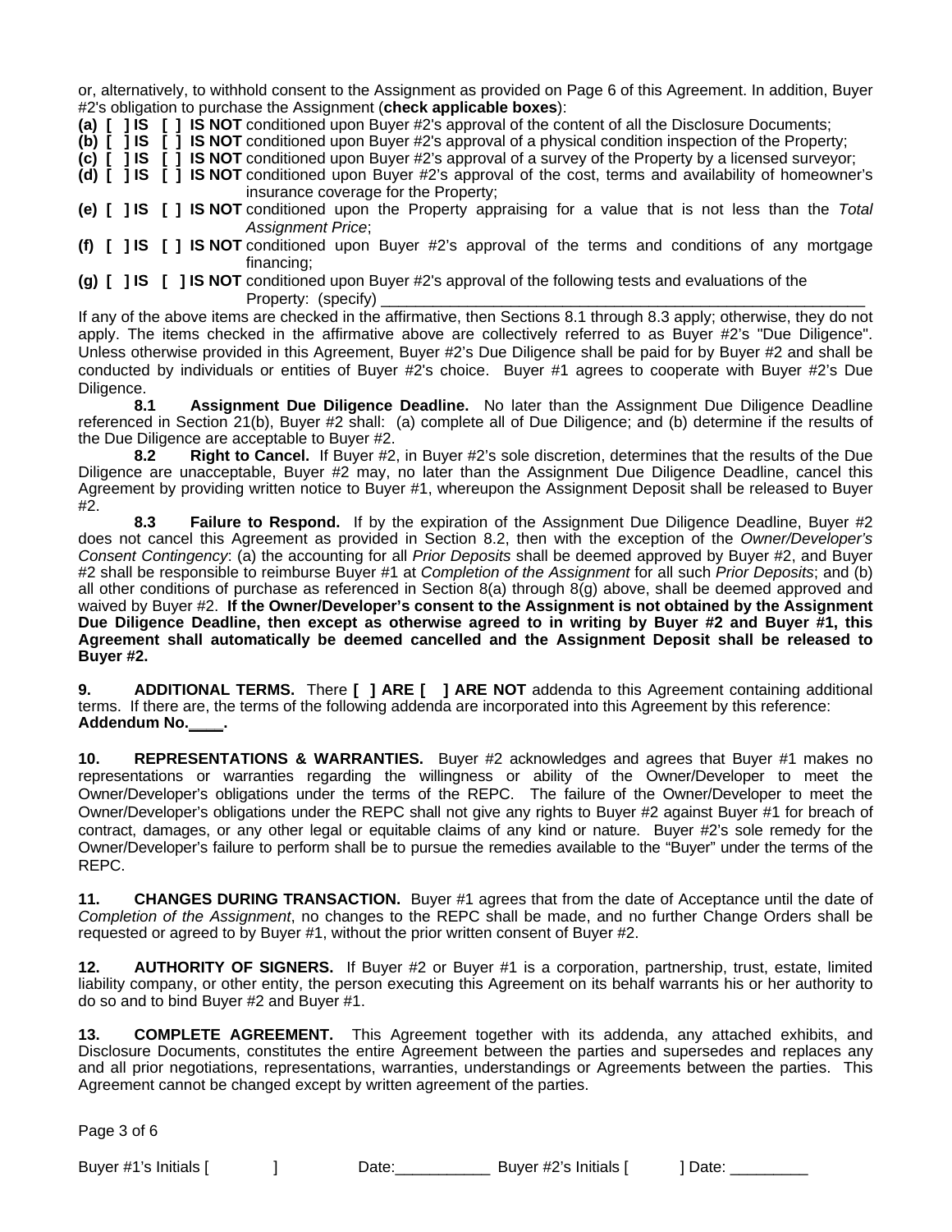or, alternatively, to withhold consent to the Assignment as provided on Page 6 of this Agreement. In addition, Buyer #2's obligation to purchase the Assignment (**check applicable boxes**):

**(a) [ ] IS [ ] IS NOT** conditioned upon Buyer #2's approval of the content of all the Disclosure Documents;
**(b) [ ] IS [ ] IS NOT** conditioned upon Buyer #2's approval of a physical condition inspection of the Property;
**(c) [ ] IS [ ] IS NOT** conditioned upon Buyer #2's approval of a survey of the Property by a licensed surveyor;
**(d) [ ] IS [ ] IS NOT** conditioned upon Buyer #2's approval of the cost, terms and availability of homeowner's insurance coverage for the Property;
**(e) [ ] IS [ ] IS NOT** conditioned upon the Property appraising for a value that is not less than the *Total Assignment Price*;
**(f) [ ] IS [ ] IS NOT** conditioned upon Buyer #2's approval of the terms and conditions of any mortgage financing;
**(g) [ ] IS [ ] IS NOT** conditioned upon Buyer #2's approval of the following tests and evaluations of the Property: (specify) ____________________________________________________________

If any of the above items are checked in the affirmative, then Sections 8.1 through 8.3 apply; otherwise, they do not apply. The items checked in the affirmative above are collectively referred to as Buyer #2's "Due Diligence". Unless otherwise provided in this Agreement, Buyer #2's Due Diligence shall be paid for by Buyer #2 and shall be conducted by individuals or entities of Buyer #2's choice. Buyer #1 agrees to cooperate with Buyer #2's Due Diligence.

**8.1 Assignment Due Diligence Deadline.** No later than the Assignment Due Diligence Deadline referenced in Section 21(b), Buyer #2 shall: (a) complete all of Due Diligence; and (b) determine if the results of the Due Diligence are acceptable to Buyer #2.

**8.2 Right to Cancel.** If Buyer #2, in Buyer #2's sole discretion, determines that the results of the Due Diligence are unacceptable, Buyer #2 may, no later than the Assignment Due Diligence Deadline, cancel this Agreement by providing written notice to Buyer #1, whereupon the Assignment Deposit shall be released to Buyer #2.

**8.3 Failure to Respond.** If by the expiration of the Assignment Due Diligence Deadline, Buyer #2 does not cancel this Agreement as provided in Section 8.2, then with the exception of the *Owner/Developer's Consent Contingency*: (a) the accounting for all *Prior Deposits* shall be deemed approved by Buyer #2, and Buyer #2 shall be responsible to reimburse Buyer #1 at *Completion of the Assignment* for all such *Prior Deposits*; and (b) all other conditions of purchase as referenced in Section 8(a) through 8(g) above, shall be deemed approved and waived by Buyer #2. **If the Owner/Developer's consent to the Assignment is not obtained by the Assignment Due Diligence Deadline, then except as otherwise agreed to in writing by Buyer #2 and Buyer #1, this Agreement shall automatically be deemed cancelled and the Assignment Deposit shall be released to Buyer #2.**

**9. ADDITIONAL TERMS.** There **[ ] ARE [ ] ARE NOT** addenda to this Agreement containing additional terms. If there are, the terms of the following addenda are incorporated into this Agreement by this reference: **Addendum No.____.**

**10. REPRESENTATIONS & WARRANTIES.** Buyer #2 acknowledges and agrees that Buyer #1 makes no representations or warranties regarding the willingness or ability of the Owner/Developer to meet the Owner/Developer's obligations under the terms of the REPC. The failure of the Owner/Developer to meet the Owner/Developer's obligations under the REPC shall not give any rights to Buyer #2 against Buyer #1 for breach of contract, damages, or any other legal or equitable claims of any kind or nature. Buyer #2's sole remedy for the Owner/Developer's failure to perform shall be to pursue the remedies available to the "Buyer" under the terms of the REPC.

**11. CHANGES DURING TRANSACTION.** Buyer #1 agrees that from the date of Acceptance until the date of *Completion of the Assignment*, no changes to the REPC shall be made, and no further Change Orders shall be requested or agreed to by Buyer #1, without the prior written consent of Buyer #2.

**12. AUTHORITY OF SIGNERS.** If Buyer #2 or Buyer #1 is a corporation, partnership, trust, estate, limited liability company, or other entity, the person executing this Agreement on its behalf warrants his or her authority to do so and to bind Buyer #2 and Buyer #1.

**13. COMPLETE AGREEMENT.** This Agreement together with its addenda, any attached exhibits, and Disclosure Documents, constitutes the entire Agreement between the parties and supersedes and replaces any and all prior negotiations, representations, warranties, understandings or Agreements between the parties. This Agreement cannot be changed except by written agreement of the parties.

Buyer #1's Initials [ ] Date:___________ Buyer #2's Initials [ ] Date: _________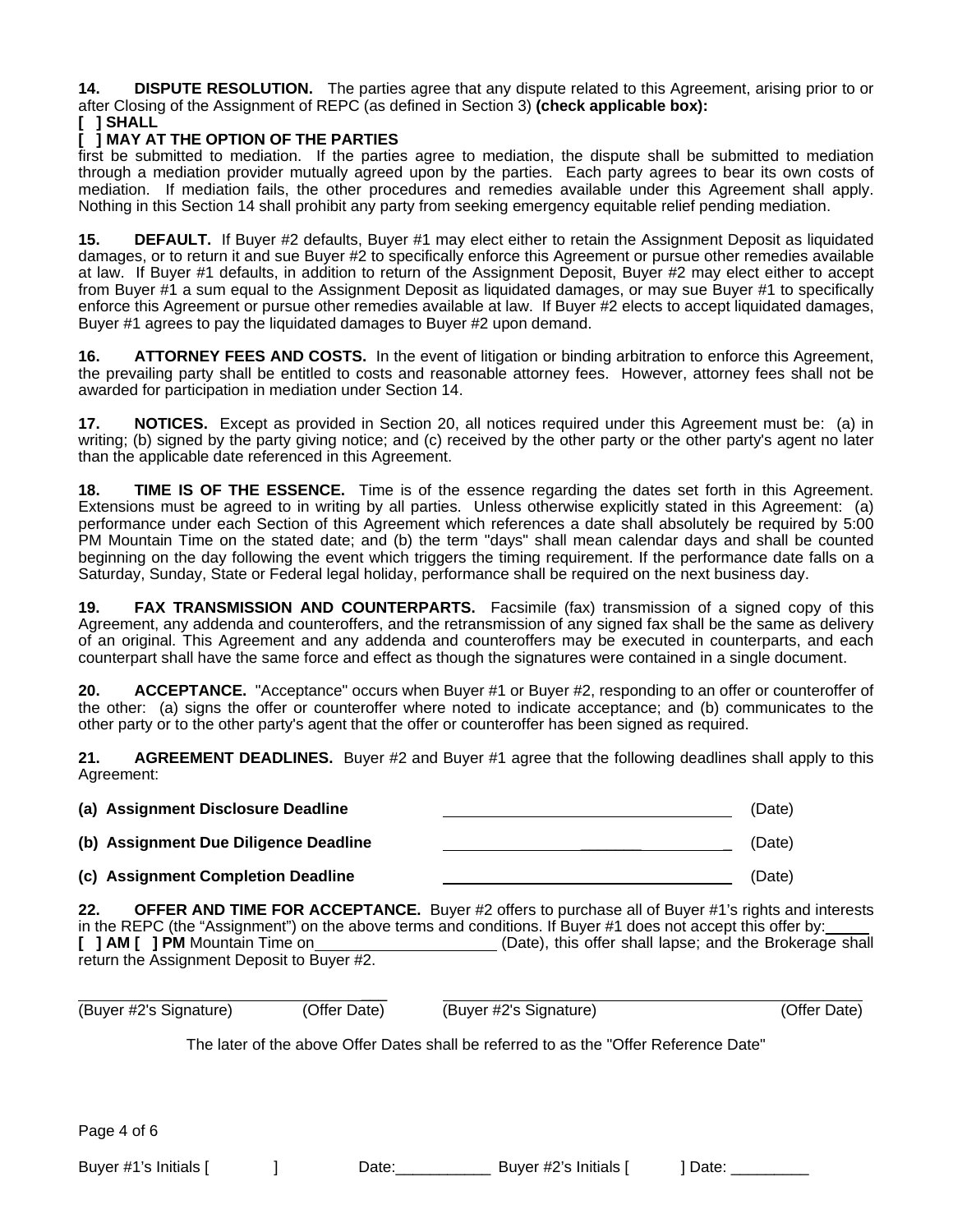**14. DISPUTE RESOLUTION.** The parties agree that any dispute related to this Agreement, arising prior to or after Closing of the Assignment of REPC (as defined in Section 3) **(check applicable box):**

**[ ] SHALL**

**[ ] MAY AT THE OPTION OF THE PARTIES**

first be submitted to mediation. If the parties agree to mediation, the dispute shall be submitted to mediation through a mediation provider mutually agreed upon by the parties. Each party agrees to bear its own costs of mediation. If mediation fails, the other procedures and remedies available under this Agreement shall apply. Nothing in this Section 14 shall prohibit any party from seeking emergency equitable relief pending mediation.

**15. DEFAULT.** If Buyer #2 defaults, Buyer #1 may elect either to retain the Assignment Deposit as liquidated damages, or to return it and sue Buyer #2 to specifically enforce this Agreement or pursue other remedies available at law. If Buyer #1 defaults, in addition to return of the Assignment Deposit, Buyer #2 may elect either to accept from Buyer #1 a sum equal to the Assignment Deposit as liquidated damages, or may sue Buyer #1 to specifically enforce this Agreement or pursue other remedies available at law. If Buyer #2 elects to accept liquidated damages, Buyer #1 agrees to pay the liquidated damages to Buyer #2 upon demand.

**16. ATTORNEY FEES AND COSTS.** In the event of litigation or binding arbitration to enforce this Agreement, the prevailing party shall be entitled to costs and reasonable attorney fees. However, attorney fees shall not be awarded for participation in mediation under Section 14.

**17. NOTICES.** Except as provided in Section 20, all notices required under this Agreement must be: (a) in writing; (b) signed by the party giving notice; and (c) received by the other party or the other party's agent no later than the applicable date referenced in this Agreement.

**18. TIME IS OF THE ESSENCE.** Time is of the essence regarding the dates set forth in this Agreement. Extensions must be agreed to in writing by all parties. Unless otherwise explicitly stated in this Agreement: (a) performance under each Section of this Agreement which references a date shall absolutely be required by 5:00 PM Mountain Time on the stated date; and (b) the term "days" shall mean calendar days and shall be counted beginning on the day following the event which triggers the timing requirement. If the performance date falls on a Saturday, Sunday, State or Federal legal holiday, performance shall be required on the next business day.

**19. FAX TRANSMISSION AND COUNTERPARTS.** Facsimile (fax) transmission of a signed copy of this Agreement, any addenda and counteroffers, and the retransmission of any signed fax shall be the same as delivery of an original. This Agreement and any addenda and counteroffers may be executed in counterparts, and each counterpart shall have the same force and effect as though the signatures were contained in a single document.

**20. ACCEPTANCE.** "Acceptance" occurs when Buyer #1 or Buyer #2, responding to an offer or counteroffer of the other: (a) signs the offer or counteroffer where noted to indicate acceptance; and (b) communicates to the other party or to the other party's agent that the offer or counteroffer has been signed as required.

**21. AGREEMENT DEADLINES.** Buyer #2 and Buyer #1 agree that the following deadlines shall apply to this Agreement:

**(a) Assignment Disclosure Deadline** ________________________________ (Date)

**(b) Assignment Due Diligence Deadline** ________________________________ (Date)

**(c) Assignment Completion Deadline** ________________________________ (Date)

**22. OFFER AND TIME FOR ACCEPTANCE.** Buyer #2 offers to purchase all of Buyer #1's rights and interests in the REPC (the "Assignment") on the above terms and conditions. If Buyer #1 does not accept this offer by:_____ **[ ] AM [ ] PM** Mountain Time on____________________ (Date), this offer shall lapse; and the Brokerage shall return the Assignment Deposit to Buyer #2.

________________________________ ________________________________
(Buyer #2's Signature) (Offer Date) (Buyer #2's Signature) (Offer Date)

The later of the above Offer Dates shall be referred to as the "Offer Reference Date"

Buyer #1's Initials [ ] Date:___________ Buyer #2's Initials [ ] Date: _________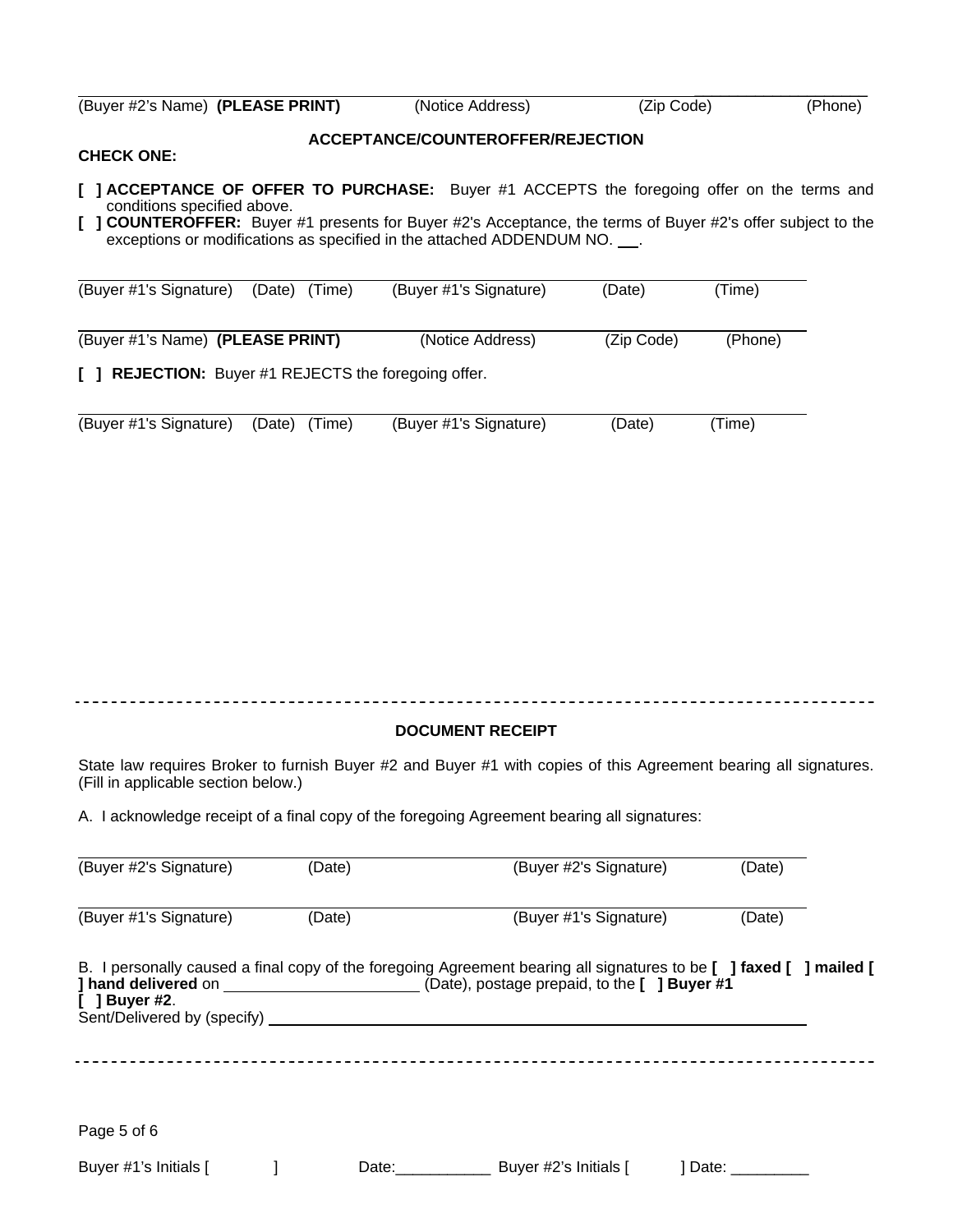(Buyer #2's Name) **(PLEASE PRINT)** (Notice Address) (Zip Code) (Phone)

## ACCEPTANCE/COUNTEROFFER/REJECTION

**CHECK ONE:**

**[ ] ACCEPTANCE OF OFFER TO PURCHASE:** Buyer #1 ACCEPTS the foregoing offer on the terms and conditions specified above.

**[ ] COUNTEROFFER:** Buyer #1 presents for Buyer #2's Acceptance, the terms of Buyer #2's offer subject to the exceptions or modifications as specified in the attached ADDENDUM NO. ___.

(Buyer #1's Signature) (Date) (Time) (Buyer #1's Signature) (Date) (Time)

(Buyer #1's Name) **(PLEASE PRINT)** (Notice Address) (Zip Code) (Phone)

**[ ] REJECTION:** Buyer #1 REJECTS the foregoing offer.

(Buyer #1's Signature) (Date) (Time) (Buyer #1's Signature) (Date) (Time)

---

## DOCUMENT RECEIPT

State law requires Broker to furnish Buyer #2 and Buyer #1 with copies of this Agreement bearing all signatures. (Fill in applicable section below.)

A. I acknowledge receipt of a final copy of the foregoing Agreement bearing all signatures:

(Buyer #2's Signature) (Date) (Buyer #2's Signature) (Date)

(Buyer #1's Signature) (Date) (Buyer #1's Signature) (Date)

B. I personally caused a final copy of the foregoing Agreement bearing all signatures to be **[ ] faxed [ ] mailed [ ] hand delivered** on ______________________ (Date), postage prepaid, to the **[ ] Buyer #1 [ ] Buyer #2**.
Sent/Delivered by (specify) ______________________________________________

---

Buyer #1's Initials [ ] Date:___________ Buyer #2's Initials [ ] Date: _________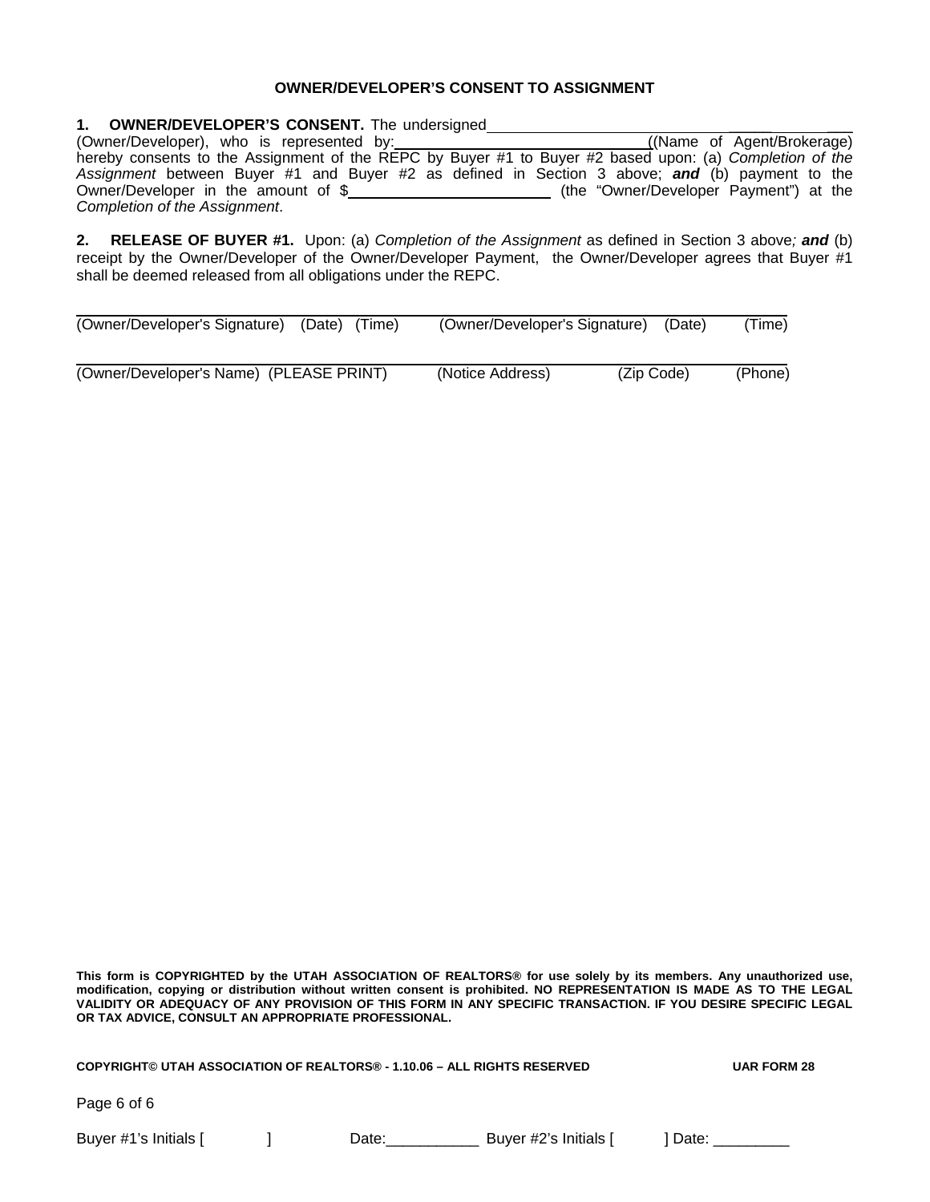## OWNER/DEVELOPER'S CONSENT TO ASSIGNMENT

**1. OWNER/DEVELOPER'S CONSENT.** The undersigned____________________________________________ (Owner/Developer), who is represented by:______________________________((Name of Agent/Brokerage) hereby consents to the Assignment of the REPC by Buyer #1 to Buyer #2 based upon: (a) *Completion of the Assignment* between Buyer #1 and Buyer #2 as defined in Section 3 above; ***and*** (b) payment to the Owner/Developer in the amount of $__________________________ (the "Owner/Developer Payment") at the *Completion of the Assignment*.

**2. RELEASE OF BUYER #1.** Upon: (a) *Completion of the Assignment* as defined in Section 3 above***; and*** (b) receipt by the Owner/Developer of the Owner/Developer Payment, the Owner/Developer agrees that Buyer #1 shall be deemed released from all obligations under the REPC.

_________________________________________________________________________________________
(Owner/Developer's Signature) (Date) (Time) (Owner/Developer's Signature) (Date) (Time)

_________________________________________________________________________________________
(Owner/Developer's Name) (PLEASE PRINT) (Notice Address) (Zip Code) (Phone)

**This form is COPYRIGHTED by the UTAH ASSOCIATION OF REALTORS® for use solely by its members. Any unauthorized use, modification, copying or distribution without written consent is prohibited. NO REPRESENTATION IS MADE AS TO THE LEGAL VALIDITY OR ADEQUACY OF ANY PROVISION OF THIS FORM IN ANY SPECIFIC TRANSACTION. IF YOU DESIRE SPECIFIC LEGAL OR TAX ADVICE, CONSULT AN APPROPRIATE PROFESSIONAL.**

**COPYRIGHT© UTAH ASSOCIATION OF REALTORS® - 1.10.06 – ALL RIGHTS RESERVED** **UAR FORM 28**

Buyer #1's Initials [ ] Date:___________ Buyer #2's Initials [ ] Date: _________